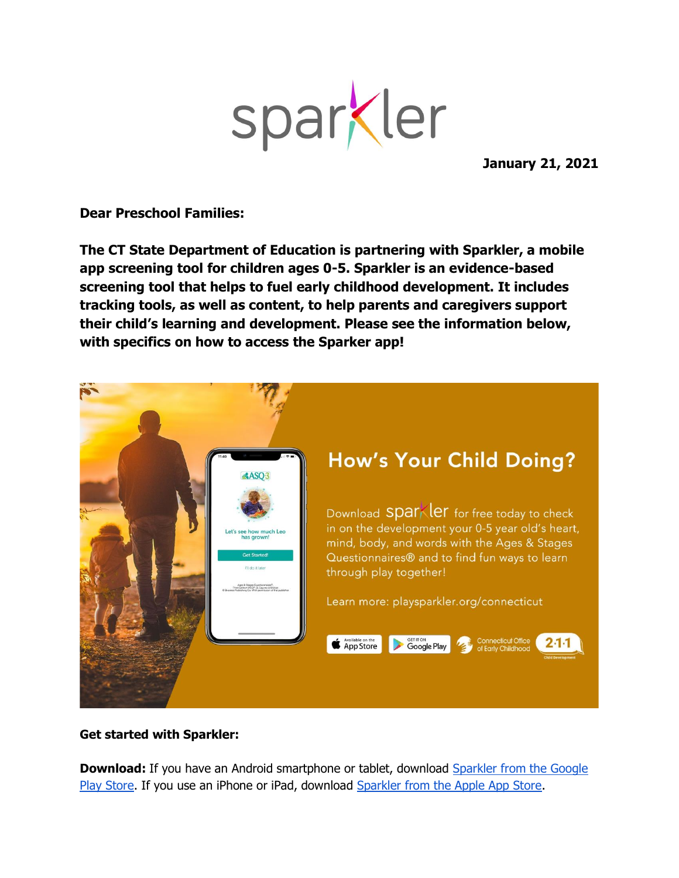# sparkler

**January 21, 2021**

**Dear Preschool Families:**

**The CT State Department of Education is partnering with Sparkler, a mobile app screening tool for children ages 0-5. Sparkler is an evidence-based screening tool that helps to fuel early childhood development. It includes tracking tools, as well as content, to help parents and caregivers support their child's learning and development. Please see the information below, with specifics on how to access the Sparker app!**

## How's Your Child Doing?

Download sparkler for free today to check in on the development your 0-5 year old's heart, mind, body, and words with the Ages & Stages Questionnaires® and to find fun ways to learn through play together!

Learn more: playsparkler.org/connecticut

Available on the App Store | GET IT ON Google Play | Connecticut Office of Early Childhood | 2-1-1 Child Development

**Get started with Sparkler:**

**Download:** If you have an Android smartphone or tablet, download Sparkler from the Google Play Store. If you use an iPhone or iPad, download Sparkler from the Apple App Store.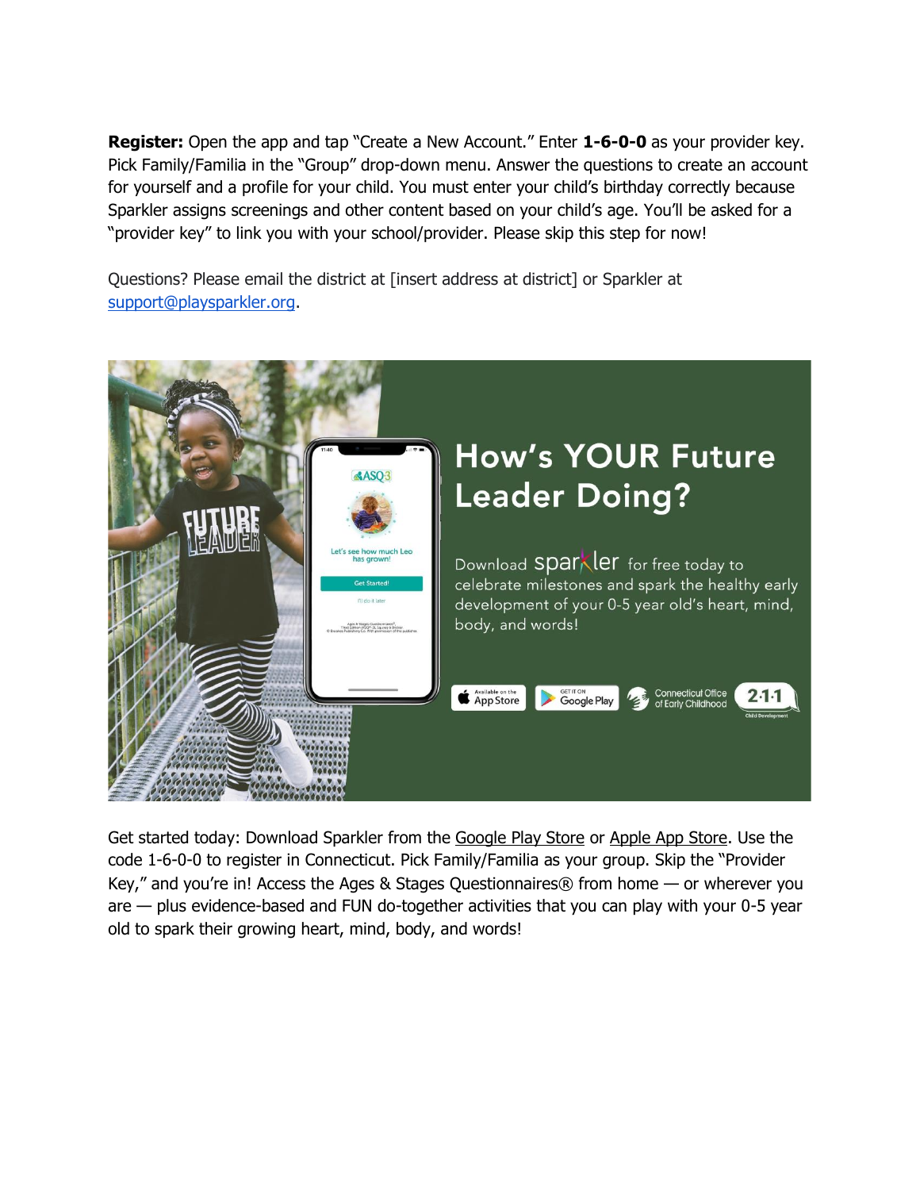**Register:** Open the app and tap "Create a New Account." Enter **1-6-0-0** as your provider key. Pick Family/Familia in the "Group" drop-down menu. Answer the questions to create an account for yourself and a profile for your child. You must enter your child's birthday correctly because Sparkler assigns screenings and other content based on your child's age. You'll be asked for a "provider key" to link you with your school/provider. Please skip this step for now!

Questions? Please email the district at [insert address at district] or Sparkler at support@playsparkler.org.

## How's YOUR Future Leader Doing?

Download sparkler for free today to celebrate milestones and spark the healthy early development of your 0-5 year old's heart, mind, body, and words!

Get started today: Download Sparkler from the Google Play Store or Apple App Store. Use the code 1-6-0-0 to register in Connecticut. Pick Family/Familia as your group. Skip the "Provider Key," and you're in! Access the Ages & Stages Questionnaires® from home — or wherever you are — plus evidence-based and FUN do-together activities that you can play with your 0-5 year old to spark their growing heart, mind, body, and words!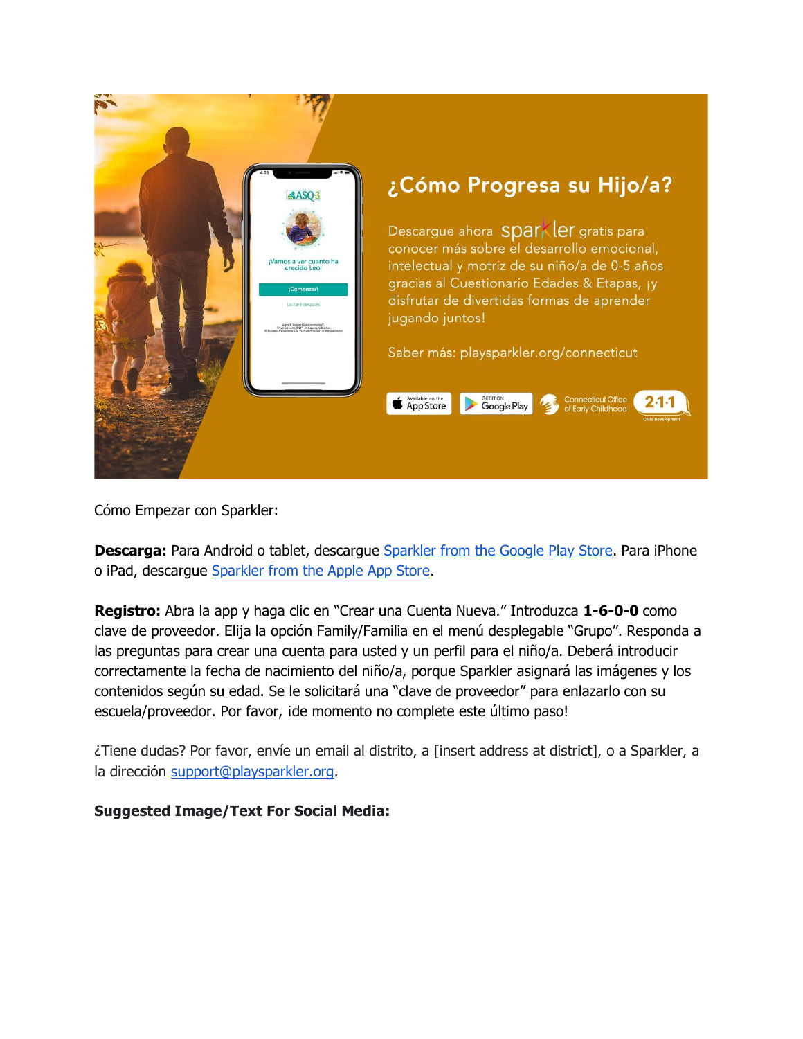¿Cómo Progresa su Hijo/a?

Descargue ahora sparkler gratis para conocer más sobre el desarrollo emocional, intelectual y motriz de su niño/a de 0-5 años gracias al Cuestionario Edades & Etapas, ¡y disfrutar de divertidas formas de aprender jugando juntos!

Saber más: playsparkler.org/connecticut

Cómo Empezar con Sparkler:

**Descarga:** Para Android o tablet, descargue Sparkler from the Google Play Store. Para iPhone o iPad, descargue Sparkler from the Apple App Store.

**Registro:** Abra la app y haga clic en "Crear una Cuenta Nueva." Introduzca **1-6-0-0** como clave de proveedor. Elija la opción Family/Familia en el menú desplegable "Grupo". Responda a las preguntas para crear una cuenta para usted y un perfil para el niño/a. Deberá introducir correctamente la fecha de nacimiento del niño/a, porque Sparkler asignará las imágenes y los contenidos según su edad. Se le solicitará una "clave de proveedor" para enlazarlo con su escuela/proveedor. Por favor, ¡de momento no complete este último paso!

¿Tiene dudas? Por favor, envíe un email al distrito, a [insert address at district], o a Sparkler, a la dirección support@playsparkler.org.

**Suggested Image/Text For Social Media:**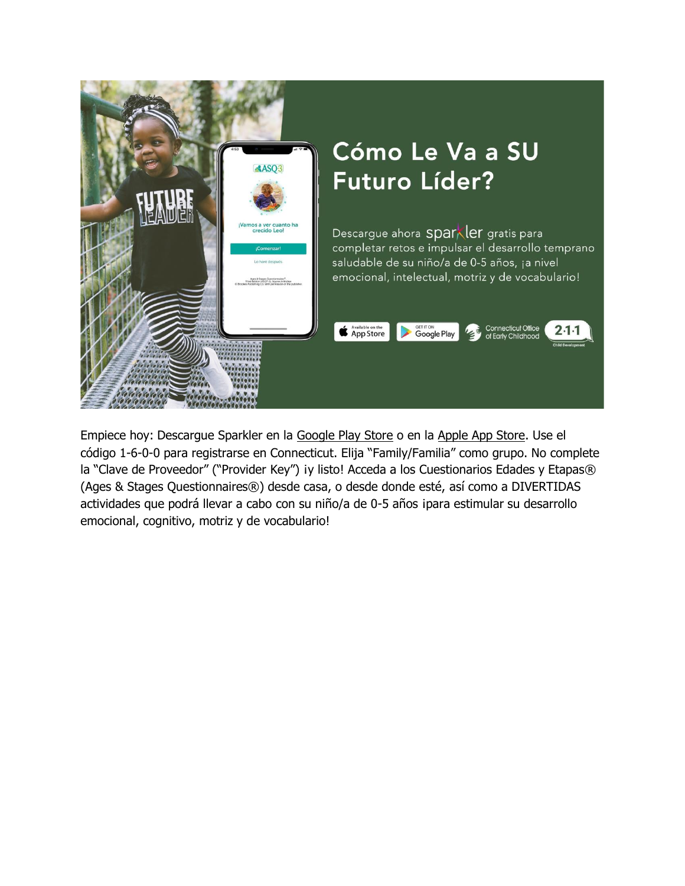# Cómo Le Va a SU Futuro Líder?

Descargue ahora sparkler gratis para completar retos e impulsar el desarrollo temprano saludable de su niño/a de 0-5 años, ¡a nivel emocional, intelectual, motriz y de vocabulario!

Available on the App Store | GET IT ON Google Play | Connecticut Office of Early Childhood | 2-1-1 Child Development

Empiece hoy: Descargue Sparkler en la Google Play Store o en la Apple App Store. Use el código 1-6-0-0 para registrarse en Connecticut. Elija “Family/Familia” como grupo. No complete la “Clave de Proveedor” (“Provider Key”) ¡y listo! Acceda a los Cuestionarios Edades y Etapas® (Ages & Stages Questionnaires®) desde casa, o desde donde esté, así como a DIVERTIDAS actividades que podrá llevar a cabo con su niño/a de 0-5 años ¡para estimular su desarrollo emocional, cognitivo, motriz y de vocabulario!